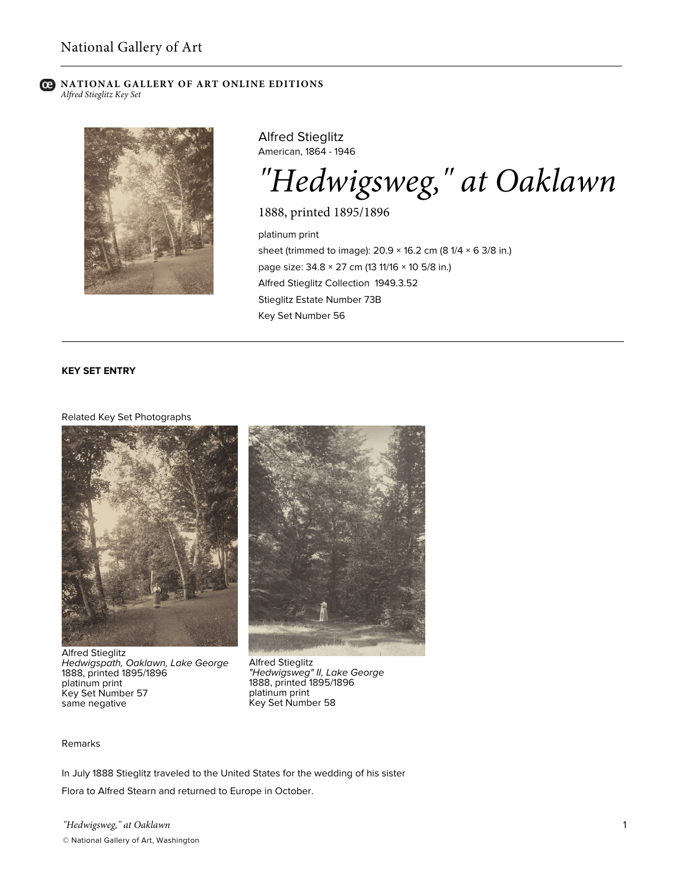National Gallery of Art

**NATIONAL GALLERY OF ART ONLINE EDITIONS**
*Alfred Stieglitz Key Set*

Alfred Stieglitz
American, 1864 - 1946

# *"Hedwigsweg," at Oaklawn*

1888, printed 1895/1896

platinum print
sheet (trimmed to image): 20.9 × 16.2 cm (8 1/4 × 6 3/8 in.)
page size: 34.8 × 27 cm (13 11/16 × 10 5/8 in.)
Alfred Stieglitz Collection 1949.3.52
Stieglitz Estate Number 73B
Key Set Number 56

---

**KEY SET ENTRY**

Related Key Set Photographs

Alfred Stieglitz
*Hedwigspath, Oaklawn, Lake George*
1888, printed 1895/1896
platinum print
Key Set Number 57
same negative

Alfred Stieglitz
*"Hedwigsweg" II, Lake George*
1888, printed 1895/1896
platinum print
Key Set Number 58

Remarks

In July 1888 Stieglitz traveled to the United States for the wedding of his sister Flora to Alfred Stearn and returned to Europe in October.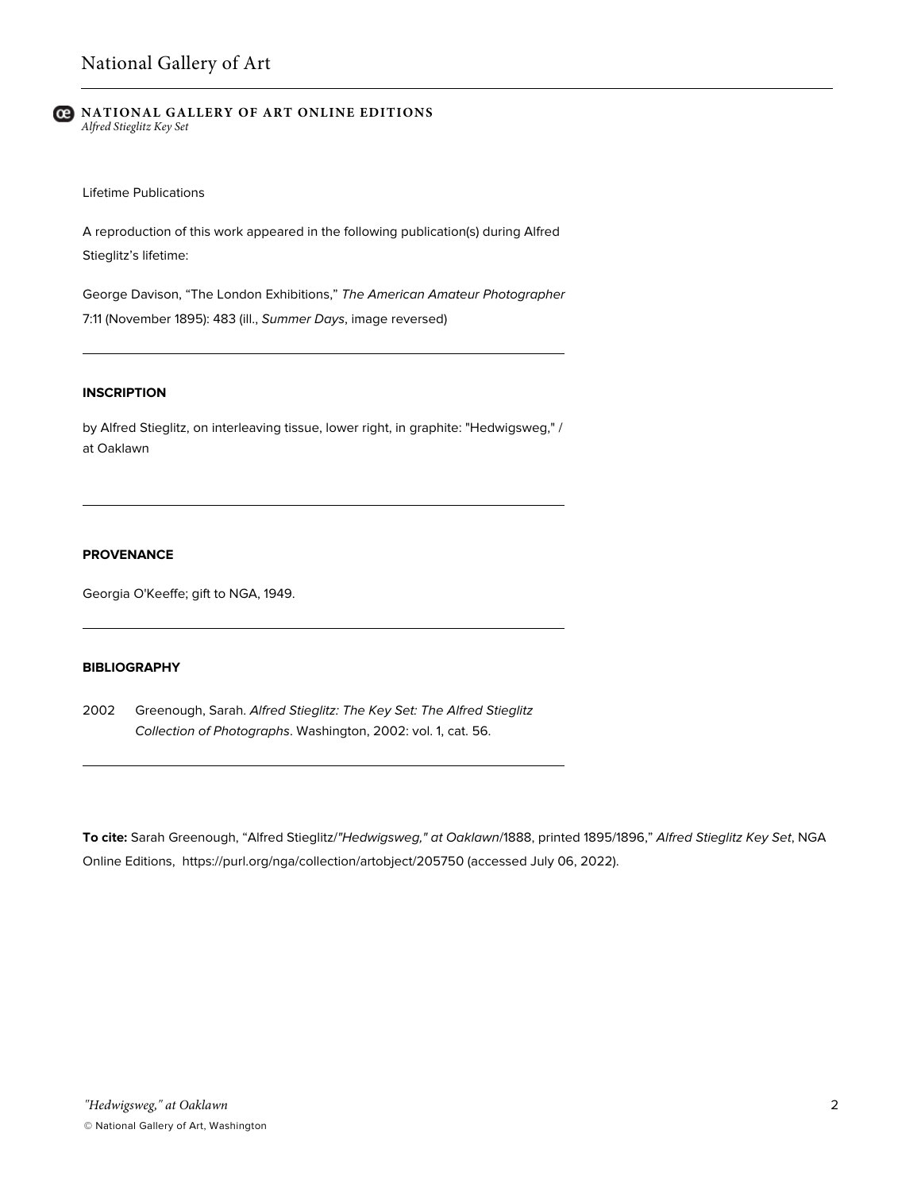Lifetime Publications

A reproduction of this work appeared in the following publication(s) during Alfred Stieglitz's lifetime:

George Davison, "The London Exhibitions," *The American Amateur Photographer* 7:11 (November 1895): 483 (ill., *Summer Days*, image reversed)

---

**INSCRIPTION**

by Alfred Stieglitz, on interleaving tissue, lower right, in graphite: "Hedwigsweg," / at Oaklawn

---

**PROVENANCE**

Georgia O'Keeffe; gift to NGA, 1949.

---

**BIBLIOGRAPHY**

2002 Greenough, Sarah. *Alfred Stieglitz: The Key Set: The Alfred Stieglitz Collection of Photographs*. Washington, 2002: vol. 1, cat. 56.

---

**To cite:** Sarah Greenough, "Alfred Stieglitz/*"Hedwigsweg," at Oaklawn*/1888, printed 1895/1896," *Alfred Stieglitz Key Set*, NGA Online Editions, https://purl.org/nga/collection/artobject/205750 (accessed July 06, 2022).